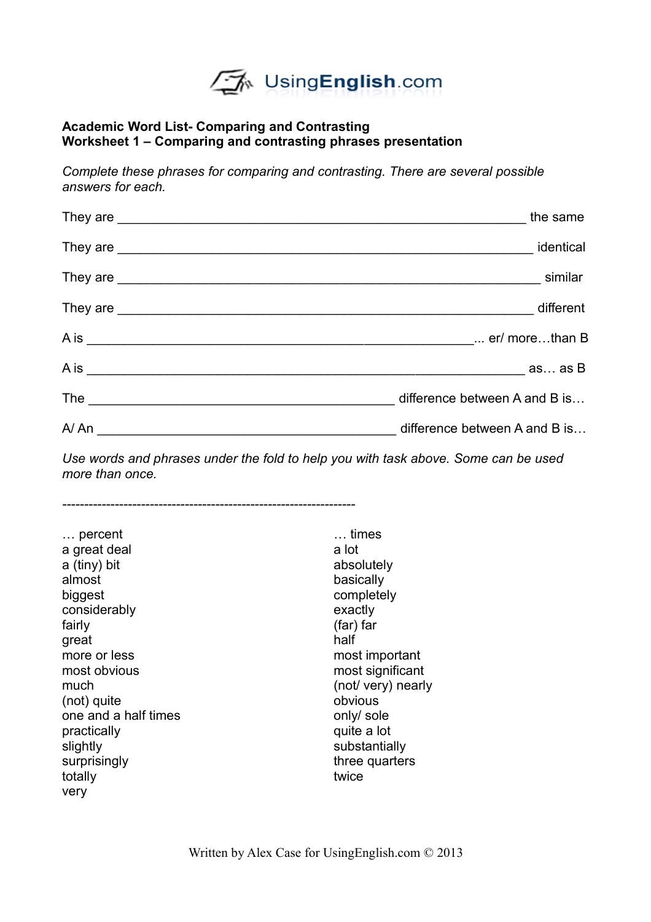UsingEnglish.com

**Academic Word List- Comparing and Contrasting**
**Worksheet 1 – Comparing and contrasting phrases presentation**

*Complete these phrases for comparing and contrasting. There are several possible answers for each.*

They are ____________________________________________ the same

They are ____________________________________________ identical

They are ____________________________________________ similar

They are ____________________________________________ different

A is ____________________________________________... er/ more…than B

A is ____________________________________________ as… as B

The ______________________________ difference between A and B is…

A/ An ______________________________ difference between A and B is…

*Use words and phrases under the fold to help you with task above. Some can be used more than once.*

-------------------------------------------------------------------

… percent
a great deal
a (tiny) bit
almost
biggest
considerably
fairly
great
more or less
most obvious
much
(not) quite
one and a half times
practically
slightly
surprisingly
totally
very
… times
a lot
absolutely
basically
completely
exactly
(far) far
half
most important
most significant
(not/ very) nearly
obvious
only/ sole
quite a lot
substantially
three quarters
twice

Written by Alex Case for UsingEnglish.com © 2013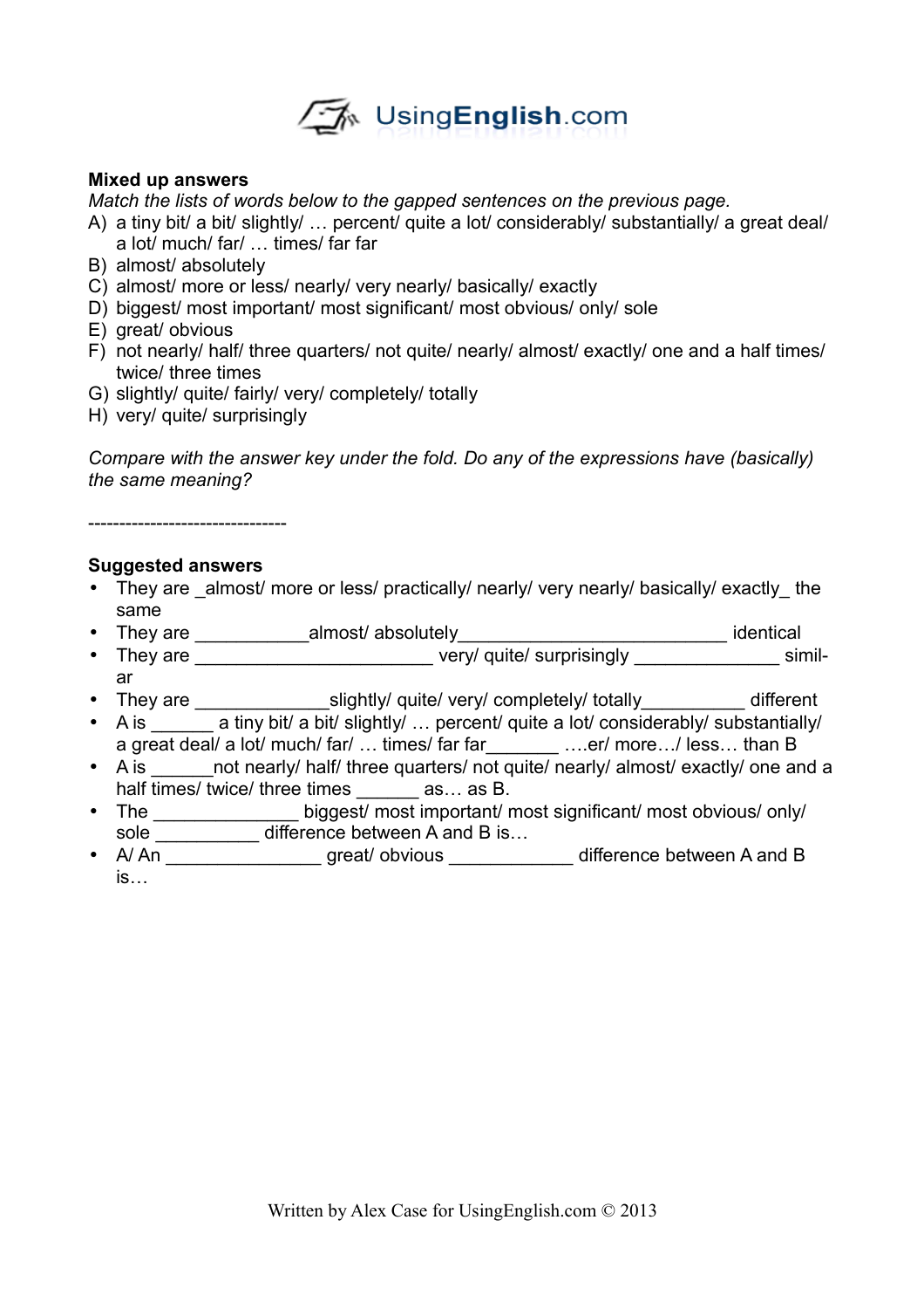**Mixed up answers**

*Match the lists of words below to the gapped sentences on the previous page.*

A) a tiny bit/ a bit/ slightly/ … percent/ quite a lot/ considerably/ substantially/ a great deal/ a lot/ much/ far/ … times/ far far
B) almost/ absolutely
C) almost/ more or less/ nearly/ very nearly/ basically/ exactly
D) biggest/ most important/ most significant/ most obvious/ only/ sole
E) great/ obvious
F) not nearly/ half/ three quarters/ not quite/ nearly/ almost/ exactly/ one and a half times/ twice/ three times
G) slightly/ quite/ fairly/ very/ completely/ totally
H) very/ quite/ surprisingly

*Compare with the answer key under the fold. Do any of the expressions have (basically) the same meaning?*

--------------------------------

**Suggested answers**

- They are _almost/ more or less/ practically/ nearly/ very nearly/ basically/ exactly_ the same
- They are ___________almost/ absolutely__________________________ identical
- They are _______________________ very/ quite/ surprisingly ______________ similar
- They are _____________slightly/ quite/ very/ completely/ totally__________ different
- A is ______ a tiny bit/ a bit/ slightly/ … percent/ quite a lot/ considerably/ substantially/ a great deal/ a lot/ much/ far/ … times/ far far_______ ….er/ more…/ less… than B
- A is ______not nearly/ half/ three quarters/ not quite/ nearly/ almost/ exactly/ one and a half times/ twice/ three times ______ as… as B.
- The ______________ biggest/ most important/ most significant/ most obvious/ only/ sole __________ difference between A and B is…
- A/ An _______________ great/ obvious ____________ difference between A and B is…

Written by Alex Case for UsingEnglish.com © 2013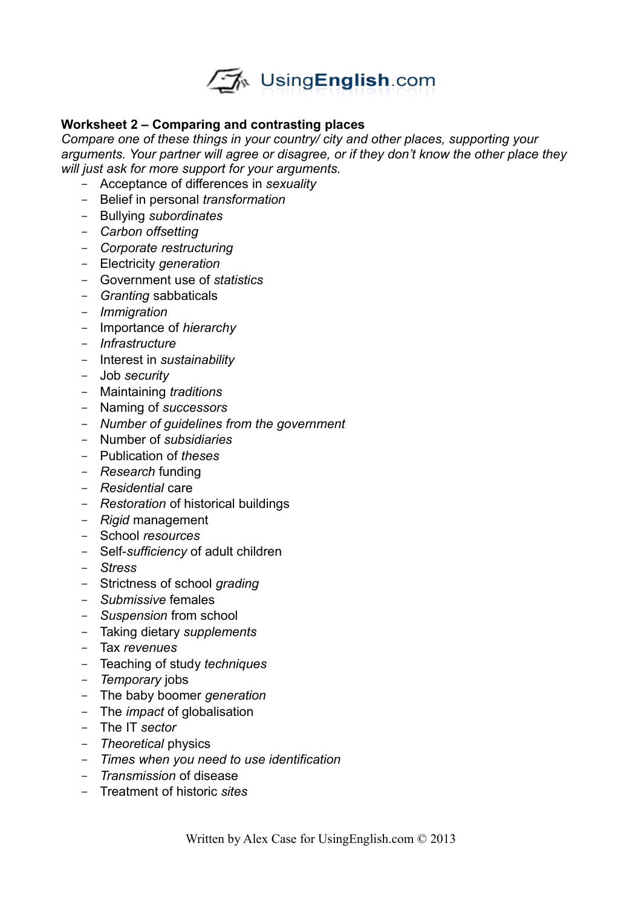**Worksheet 2 – Comparing and contrasting places**

*Compare one of these things in your country/ city and other places, supporting your arguments. Your partner will agree or disagree, or if they don't know the other place they will just ask for more support for your arguments.*

- Acceptance of differences in *sexuality*
- Belief in personal *transformation*
- Bullying *subordinates*
- *Carbon offsetting*
- *Corporate restructuring*
- Electricity *generation*
- Government use of *statistics*
- *Granting* sabbaticals
- *Immigration*
- Importance of *hierarchy*
- *Infrastructure*
- Interest in *sustainability*
- Job *security*
- Maintaining *traditions*
- Naming of *successors*
- *Number of guidelines from the government*
- Number of *subsidiaries*
- Publication of *theses*
- *Research* funding
- *Residential* care
- *Restoration* of historical buildings
- *Rigid* management
- School *resources*
- Self-*sufficiency* of adult children
- *Stress*
- Strictness of school *grading*
- *Submissive* females
- *Suspension* from school
- Taking dietary *supplements*
- Tax *revenues*
- Teaching of study *techniques*
- *Temporary* jobs
- The baby boomer *generation*
- The *impact* of globalisation
- The IT *sector*
- *Theoretical* physics
- *Times when you need to use identification*
- *Transmission* of disease
- Treatment of historic *sites*

Written by Alex Case for UsingEnglish.com © 2013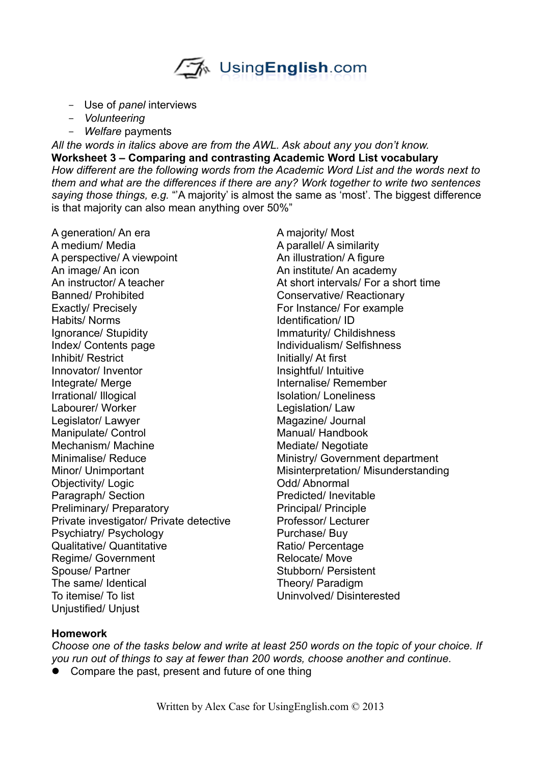- Use of *panel* interviews
- *Volunteering*
- *Welfare* payments

*All the words in italics above are from the AWL. Ask about any you don't know.*

**Worksheet 3 – Comparing and contrasting Academic Word List vocabulary**

*How different are the following words from the Academic Word List and the words next to them and what are the differences if there are any? Work together to write two sentences saying those things, e.g.* "'A majority' is almost the same as 'most'. The biggest difference is that majority can also mean anything over 50%"

A generation/ An era
A medium/ Media
A perspective/ A viewpoint
An image/ An icon
An instructor/ A teacher
Banned/ Prohibited
Exactly/ Precisely
Habits/ Norms
Ignorance/ Stupidity
Index/ Contents page
Inhibit/ Restrict
Innovator/ Inventor
Integrate/ Merge
Irrational/ Illogical
Labourer/ Worker
Legislator/ Lawyer
Manipulate/ Control
Mechanism/ Machine
Minimalise/ Reduce
Minor/ Unimportant
Objectivity/ Logic
Paragraph/ Section
Preliminary/ Preparatory
Private investigator/ Private detective
Psychiatry/ Psychology
Qualitative/ Quantitative
Regime/ Government
Spouse/ Partner
The same/ Identical
To itemise/ To list
Unjustified/ Unjust
A majority/ Most
A parallel/ A similarity
An illustration/ A figure
An institute/ An academy
At short intervals/ For a short time
Conservative/ Reactionary
For Instance/ For example
Identification/ ID
Immaturity/ Childishness
Individualism/ Selfishness
Initially/ At first
Insightful/ Intuitive
Internalise/ Remember
Isolation/ Loneliness
Legislation/ Law
Magazine/ Journal
Manual/ Handbook
Mediate/ Negotiate
Ministry/ Government department
Misinterpretation/ Misunderstanding
Odd/ Abnormal
Predicted/ Inevitable
Principal/ Principle
Professor/ Lecturer
Purchase/ Buy
Ratio/ Percentage
Relocate/ Move
Stubborn/ Persistent
Theory/ Paradigm
Uninvolved/ Disinterested

**Homework**

*Choose one of the tasks below and write at least 250 words on the topic of your choice. If you run out of things to say at fewer than 200 words, choose another and continue.*

- Compare the past, present and future of one thing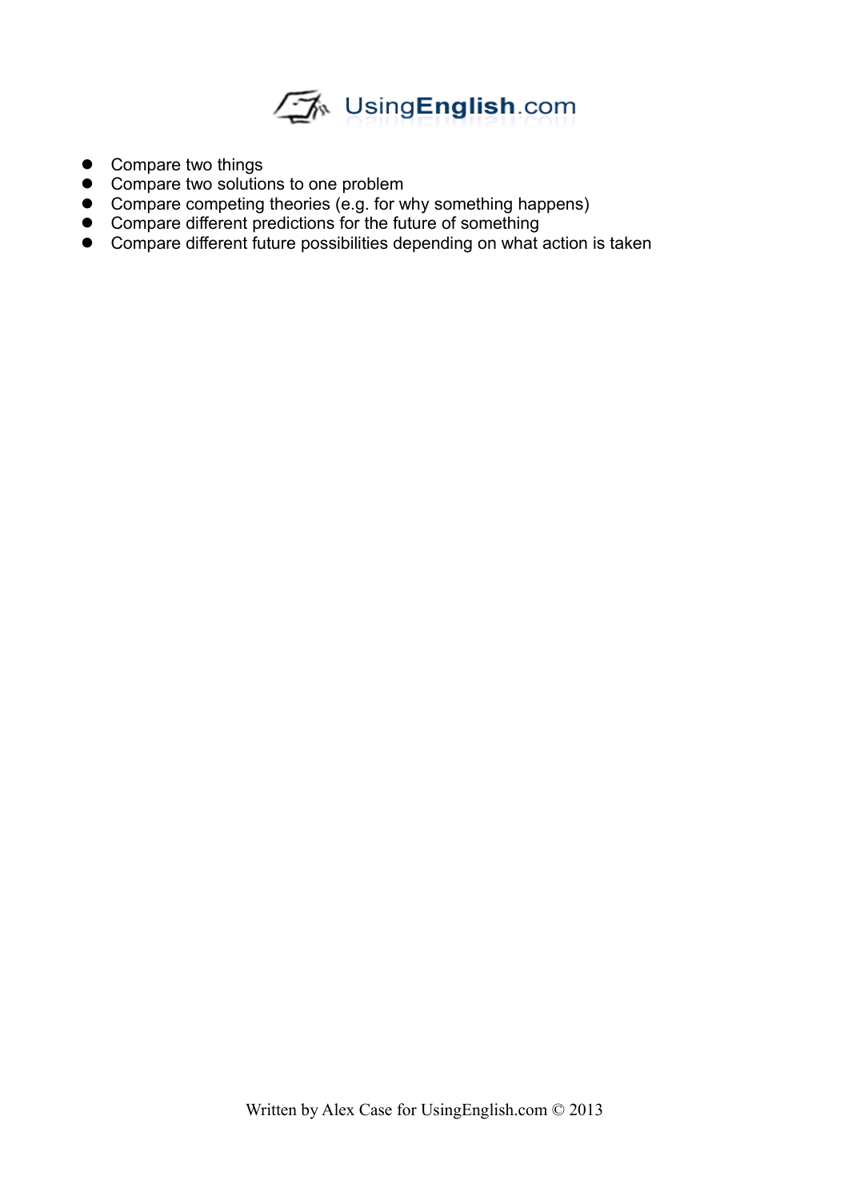- Compare two things
- Compare two solutions to one problem
- Compare competing theories (e.g. for why something happens)
- Compare different predictions for the future of something
- Compare different future possibilities depending on what action is taken